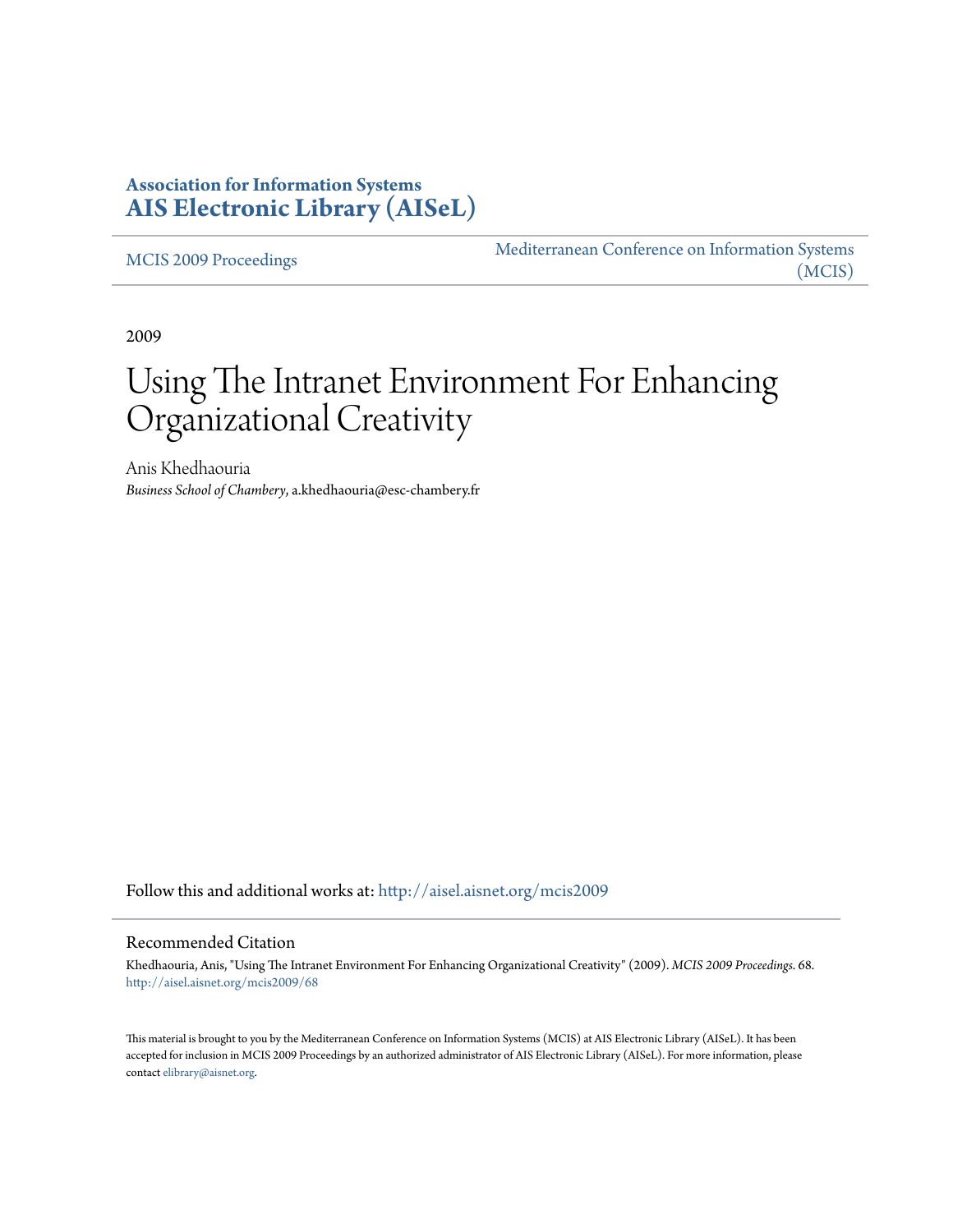**Association for Information Systems**
**AIS Electronic Library (AISeL)**

MCIS 2009 Proceedings

Mediterranean Conference on Information Systems (MCIS)

2009

# Using The Intranet Environment For Enhancing Organizational Creativity

Anis Khedhaouria
*Business School of Chambery*, a.khedhaouria@esc-chambery.fr

Follow this and additional works at: http://aisel.aisnet.org/mcis2009

## Recommended Citation

Khedhaouria, Anis, "Using The Intranet Environment For Enhancing Organizational Creativity" (2009). *MCIS 2009 Proceedings*. 68. http://aisel.aisnet.org/mcis2009/68

This material is brought to you by the Mediterranean Conference on Information Systems (MCIS) at AIS Electronic Library (AISeL). It has been accepted for inclusion in MCIS 2009 Proceedings by an authorized administrator of AIS Electronic Library (AISeL). For more information, please contact elibrary@aisnet.org.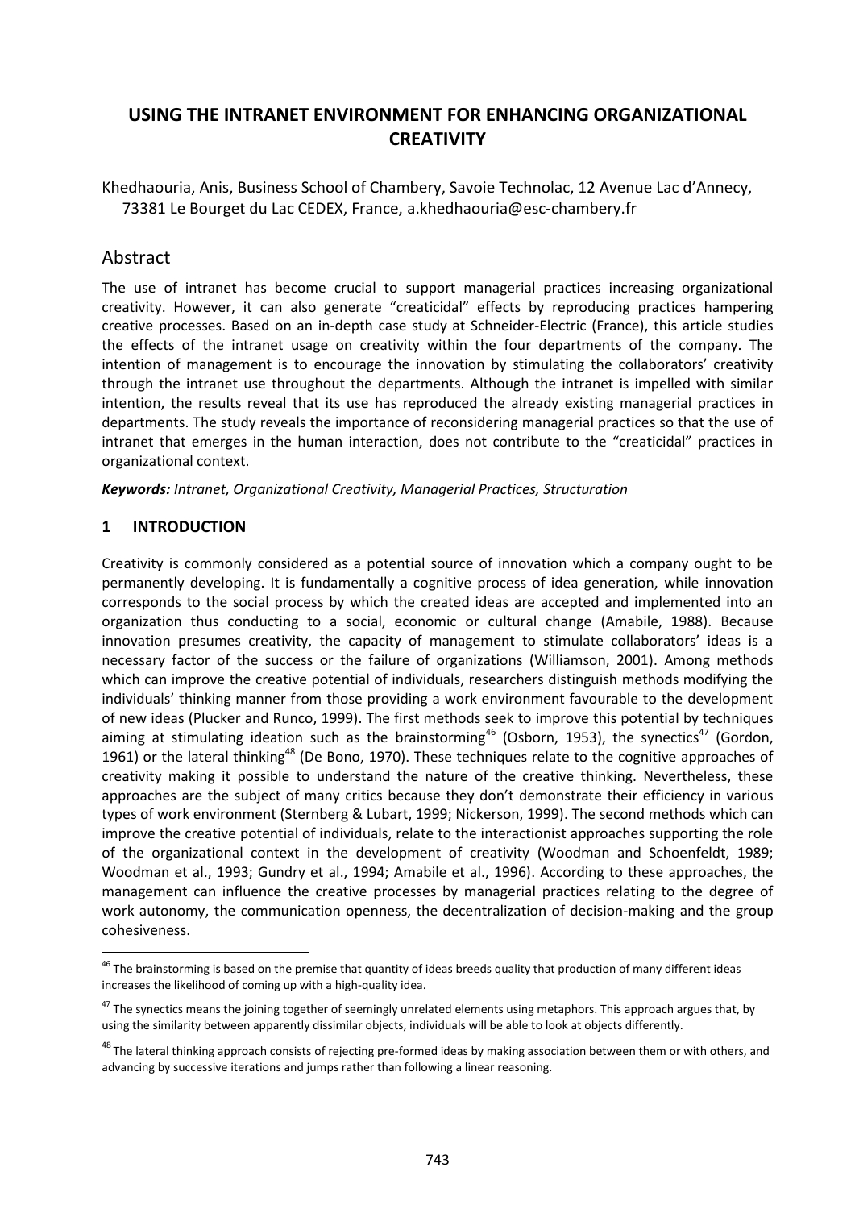# USING THE INTRANET ENVIRONMENT FOR ENHANCING ORGANIZATIONAL CREATIVITY

Khedhaouria, Anis, Business School of Chambery, Savoie Technolac, 12 Avenue Lac d'Annecy, 73381 Le Bourget du Lac CEDEX, France, a.khedhaouria@esc-chambery.fr

## Abstract

The use of intranet has become crucial to support managerial practices increasing organizational creativity. However, it can also generate "creaticidal" effects by reproducing practices hampering creative processes. Based on an in-depth case study at Schneider-Electric (France), this article studies the effects of the intranet usage on creativity within the four departments of the company. The intention of management is to encourage the innovation by stimulating the collaborators' creativity through the intranet use throughout the departments. Although the intranet is impelled with similar intention, the results reveal that its use has reproduced the already existing managerial practices in departments. The study reveals the importance of reconsidering managerial practices so that the use of intranet that emerges in the human interaction, does not contribute to the "creaticidal" practices in organizational context.

***Keywords:*** *Intranet, Organizational Creativity, Managerial Practices, Structuration*

## 1 INTRODUCTION

Creativity is commonly considered as a potential source of innovation which a company ought to be permanently developing. It is fundamentally a cognitive process of idea generation, while innovation corresponds to the social process by which the created ideas are accepted and implemented into an organization thus conducting to a social, economic or cultural change (Amabile, 1988). Because innovation presumes creativity, the capacity of management to stimulate collaborators' ideas is a necessary factor of the success or the failure of organizations (Williamson, 2001). Among methods which can improve the creative potential of individuals, researchers distinguish methods modifying the individuals' thinking manner from those providing a work environment favourable to the development of new ideas (Plucker and Runco, 1999). The first methods seek to improve this potential by techniques aiming at stimulating ideation such as the brainstorming[46] (Osborn, 1953), the synectics[47] (Gordon, 1961) or the lateral thinking[48] (De Bono, 1970). These techniques relate to the cognitive approaches of creativity making it possible to understand the nature of the creative thinking. Nevertheless, these approaches are the subject of many critics because they don't demonstrate their efficiency in various types of work environment (Sternberg & Lubart, 1999; Nickerson, 1999). The second methods which can improve the creative potential of individuals, relate to the interactionist approaches supporting the role of the organizational context in the development of creativity (Woodman and Schoenfeldt, 1989; Woodman et al., 1993; Gundry et al., 1994; Amabile et al., 1996). According to these approaches, the management can influence the creative processes by managerial practices relating to the degree of work autonomy, the communication openness, the decentralization of decision-making and the group cohesiveness.

[46] The brainstorming is based on the premise that quantity of ideas breeds quality that production of many different ideas increases the likelihood of coming up with a high-quality idea.

[47] The synectics means the joining together of seemingly unrelated elements using metaphors. This approach argues that, by using the similarity between apparently dissimilar objects, individuals will be able to look at objects differently.

[48] The lateral thinking approach consists of rejecting pre-formed ideas by making association between them or with others, and advancing by successive iterations and jumps rather than following a linear reasoning.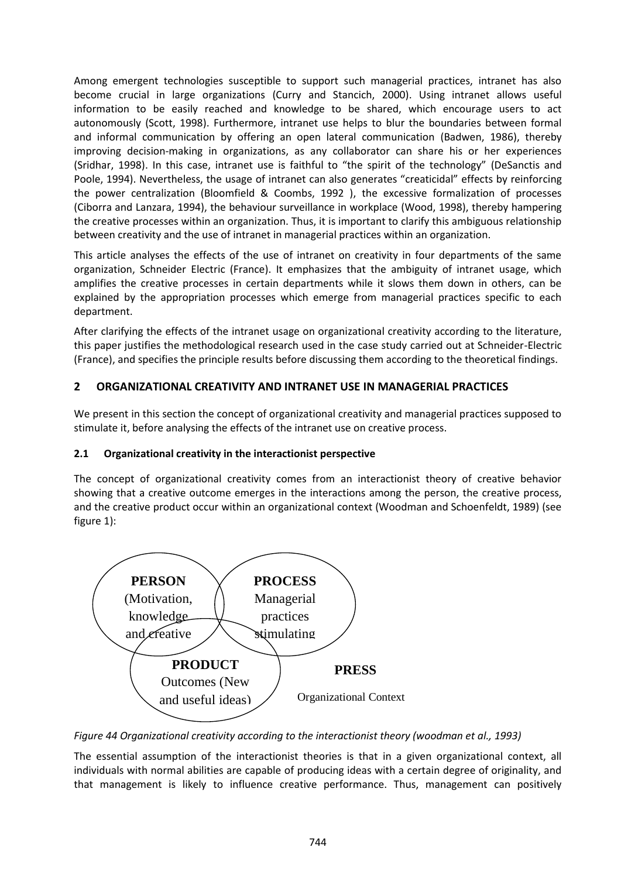Among emergent technologies susceptible to support such managerial practices, intranet has also become crucial in large organizations (Curry and Stancich, 2000). Using intranet allows useful information to be easily reached and knowledge to be shared, which encourage users to act autonomously (Scott, 1998). Furthermore, intranet use helps to blur the boundaries between formal and informal communication by offering an open lateral communication (Badwen, 1986), thereby improving decision-making in organizations, as any collaborator can share his or her experiences (Sridhar, 1998). In this case, intranet use is faithful to "the spirit of the technology" (DeSanctis and Poole, 1994). Nevertheless, the usage of intranet can also generates "creaticidal" effects by reinforcing the power centralization (Bloomfield & Coombs, 1992 ), the excessive formalization of processes (Ciborra and Lanzara, 1994), the behaviour surveillance in workplace (Wood, 1998), thereby hampering the creative processes within an organization. Thus, it is important to clarify this ambiguous relationship between creativity and the use of intranet in managerial practices within an organization.

This article analyses the effects of the use of intranet on creativity in four departments of the same organization, Schneider Electric (France). It emphasizes that the ambiguity of intranet usage, which amplifies the creative processes in certain departments while it slows them down in others, can be explained by the appropriation processes which emerge from managerial practices specific to each department.

After clarifying the effects of the intranet usage on organizational creativity according to the literature, this paper justifies the methodological research used in the case study carried out at Schneider-Electric (France), and specifies the principle results before discussing them according to the theoretical findings.

## 2 ORGANIZATIONAL CREATIVITY AND INTRANET USE IN MANAGERIAL PRACTICES

We present in this section the concept of organizational creativity and managerial practices supposed to stimulate it, before analysing the effects of the intranet use on creative process.

### 2.1 Organizational creativity in the interactionist perspective

The concept of organizational creativity comes from an interactionist theory of creative behavior showing that a creative outcome emerges in the interactions among the person, the creative process, and the creative product occur within an organizational context (Woodman and Schoenfeldt, 1989) (see figure 1):

**PERSON** (Motivation, knowledge and creative

**PROCESS** Managerial practices stimulating

**PRODUCT** Outcomes (New and useful ideas)

**PRESS** Organizational Context

*Figure 44 Organizational creativity according to the interactionist theory (woodman et al., 1993)*

The essential assumption of the interactionist theories is that in a given organizational context, all individuals with normal abilities are capable of producing ideas with a certain degree of originality, and that management is likely to influence creative performance. Thus, management can positively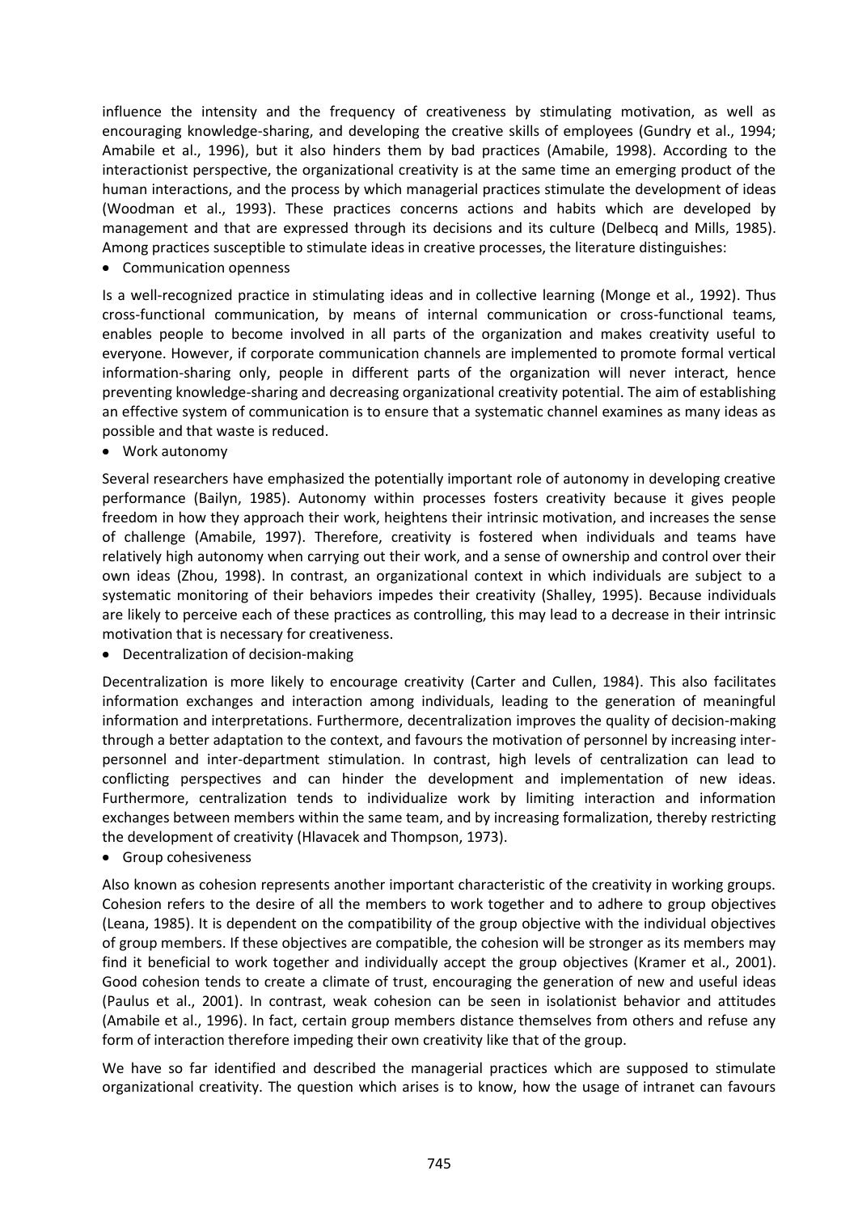influence the intensity and the frequency of creativeness by stimulating motivation, as well as encouraging knowledge-sharing, and developing the creative skills of employees (Gundry et al., 1994; Amabile et al., 1996), but it also hinders them by bad practices (Amabile, 1998). According to the interactionist perspective, the organizational creativity is at the same time an emerging product of the human interactions, and the process by which managerial practices stimulate the development of ideas (Woodman et al., 1993). These practices concerns actions and habits which are developed by management and that are expressed through its decisions and its culture (Delbecq and Mills, 1985). Among practices susceptible to stimulate ideas in creative processes, the literature distinguishes:

- Communication openness

Is a well-recognized practice in stimulating ideas and in collective learning (Monge et al., 1992). Thus cross-functional communication, by means of internal communication or cross-functional teams, enables people to become involved in all parts of the organization and makes creativity useful to everyone. However, if corporate communication channels are implemented to promote formal vertical information-sharing only, people in different parts of the organization will never interact, hence preventing knowledge-sharing and decreasing organizational creativity potential. The aim of establishing an effective system of communication is to ensure that a systematic channel examines as many ideas as possible and that waste is reduced.

- Work autonomy

Several researchers have emphasized the potentially important role of autonomy in developing creative performance (Bailyn, 1985). Autonomy within processes fosters creativity because it gives people freedom in how they approach their work, heightens their intrinsic motivation, and increases the sense of challenge (Amabile, 1997). Therefore, creativity is fostered when individuals and teams have relatively high autonomy when carrying out their work, and a sense of ownership and control over their own ideas (Zhou, 1998). In contrast, an organizational context in which individuals are subject to a systematic monitoring of their behaviors impedes their creativity (Shalley, 1995). Because individuals are likely to perceive each of these practices as controlling, this may lead to a decrease in their intrinsic motivation that is necessary for creativeness.

- Decentralization of decision-making

Decentralization is more likely to encourage creativity (Carter and Cullen, 1984). This also facilitates information exchanges and interaction among individuals, leading to the generation of meaningful information and interpretations. Furthermore, decentralization improves the quality of decision-making through a better adaptation to the context, and favours the motivation of personnel by increasing inter-personnel and inter-department stimulation. In contrast, high levels of centralization can lead to conflicting perspectives and can hinder the development and implementation of new ideas. Furthermore, centralization tends to individualize work by limiting interaction and information exchanges between members within the same team, and by increasing formalization, thereby restricting the development of creativity (Hlavacek and Thompson, 1973).

- Group cohesiveness

Also known as cohesion represents another important characteristic of the creativity in working groups. Cohesion refers to the desire of all the members to work together and to adhere to group objectives (Leana, 1985). It is dependent on the compatibility of the group objective with the individual objectives of group members. If these objectives are compatible, the cohesion will be stronger as its members may find it beneficial to work together and individually accept the group objectives (Kramer et al., 2001). Good cohesion tends to create a climate of trust, encouraging the generation of new and useful ideas (Paulus et al., 2001). In contrast, weak cohesion can be seen in isolationist behavior and attitudes (Amabile et al., 1996). In fact, certain group members distance themselves from others and refuse any form of interaction therefore impeding their own creativity like that of the group.

We have so far identified and described the managerial practices which are supposed to stimulate organizational creativity. The question which arises is to know, how the usage of intranet can favours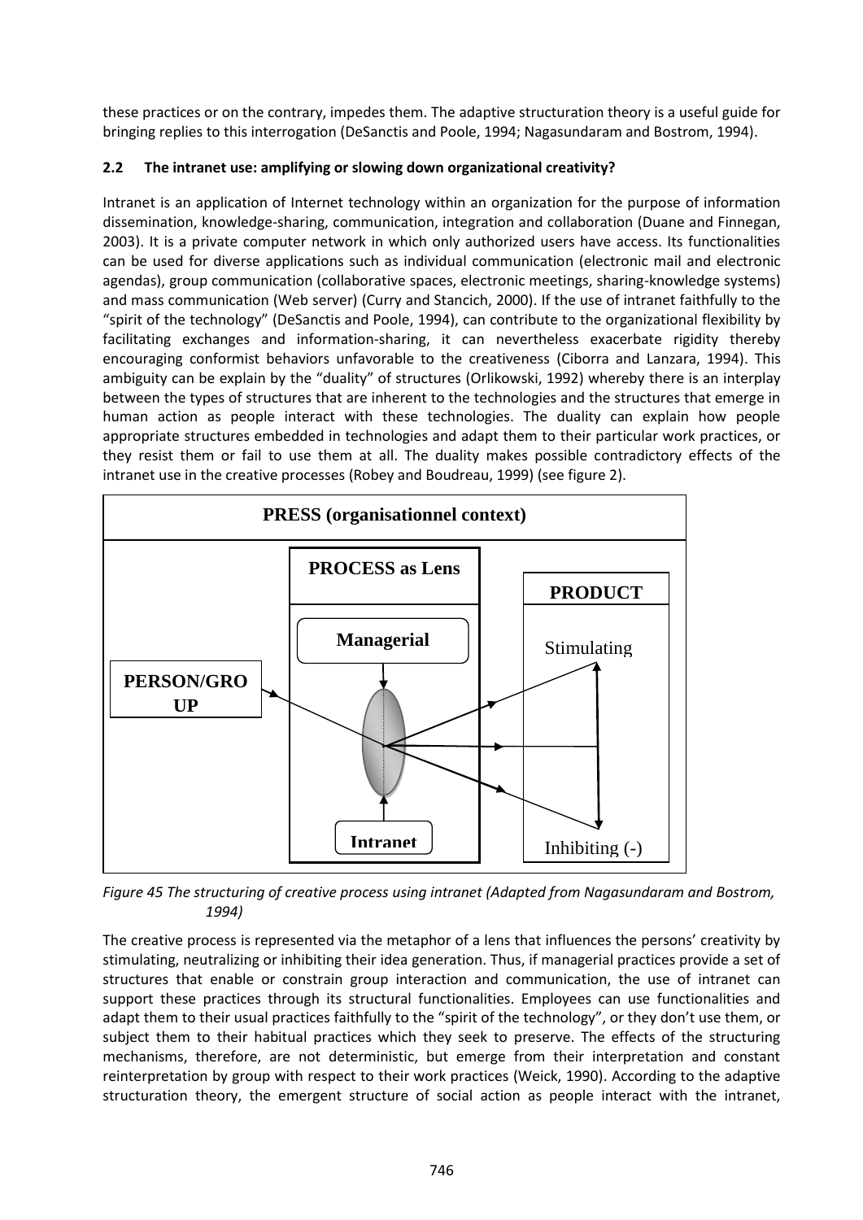these practices or on the contrary, impedes them. The adaptive structuration theory is a useful guide for bringing replies to this interrogation (DeSanctis and Poole, 1994; Nagasundaram and Bostrom, 1994).

### 2.2 The intranet use: amplifying or slowing down organizational creativity?

Intranet is an application of Internet technology within an organization for the purpose of information dissemination, knowledge-sharing, communication, integration and collaboration (Duane and Finnegan, 2003). It is a private computer network in which only authorized users have access. Its functionalities can be used for diverse applications such as individual communication (electronic mail and electronic agendas), group communication (collaborative spaces, electronic meetings, sharing-knowledge systems) and mass communication (Web server) (Curry and Stancich, 2000). If the use of intranet faithfully to the "spirit of the technology" (DeSanctis and Poole, 1994), can contribute to the organizational flexibility by facilitating exchanges and information-sharing, it can nevertheless exacerbate rigidity thereby encouraging conformist behaviors unfavorable to the creativeness (Ciborra and Lanzara, 1994). This ambiguity can be explain by the "duality" of structures (Orlikowski, 1992) whereby there is an interplay between the types of structures that are inherent to the technologies and the structures that emerge in human action as people interact with these technologies. The duality can explain how people appropriate structures embedded in technologies and adapt them to their particular work practices, or they resist them or fail to use them at all. The duality makes possible contradictory effects of the intranet use in the creative processes (Robey and Boudreau, 1999) (see figure 2).

PRESS (organisationnel context)

PROCESS as Lens

PRODUCT

Managerial

Stimulating

PERSON/GROUP

Intranet

Inhibiting (-)

*Figure 45 The structuring of creative process using intranet (Adapted from Nagasundaram and Bostrom, 1994)*

The creative process is represented via the metaphor of a lens that influences the persons' creativity by stimulating, neutralizing or inhibiting their idea generation. Thus, if managerial practices provide a set of structures that enable or constrain group interaction and communication, the use of intranet can support these practices through its structural functionalities. Employees can use functionalities and adapt them to their usual practices faithfully to the "spirit of the technology", or they don't use them, or subject them to their habitual practices which they seek to preserve. The effects of the structuring mechanisms, therefore, are not deterministic, but emerge from their interpretation and constant reinterpretation by group with respect to their work practices (Weick, 1990). According to the adaptive structuration theory, the emergent structure of social action as people interact with the intranet,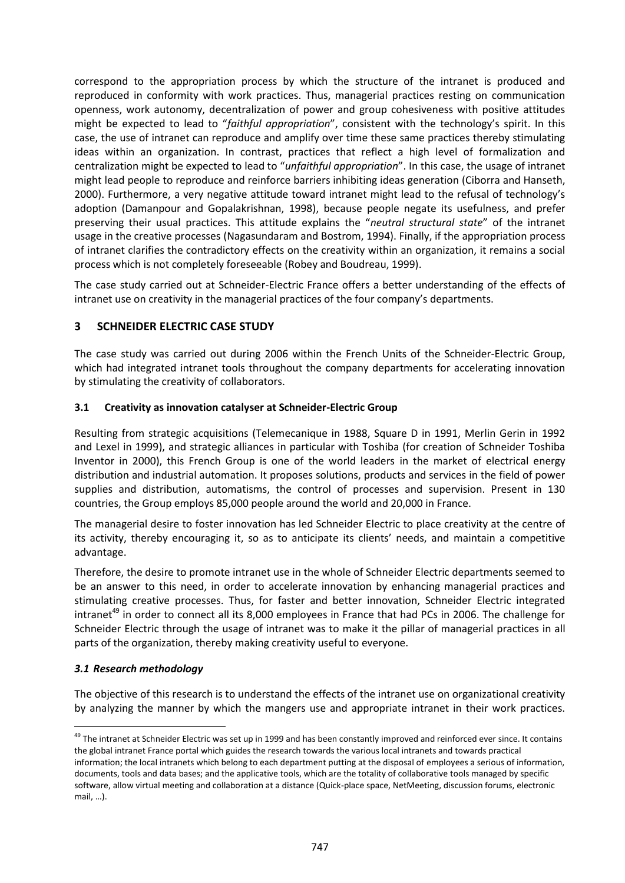correspond to the appropriation process by which the structure of the intranet is produced and reproduced in conformity with work practices. Thus, managerial practices resting on communication openness, work autonomy, decentralization of power and group cohesiveness with positive attitudes might be expected to lead to "*faithful appropriation*", consistent with the technology's spirit. In this case, the use of intranet can reproduce and amplify over time these same practices thereby stimulating ideas within an organization. In contrast, practices that reflect a high level of formalization and centralization might be expected to lead to "*unfaithful appropriation*". In this case, the usage of intranet might lead people to reproduce and reinforce barriers inhibiting ideas generation (Ciborra and Hanseth, 2000). Furthermore, a very negative attitude toward intranet might lead to the refusal of technology's adoption (Damanpour and Gopalakrishnan, 1998), because people negate its usefulness, and prefer preserving their usual practices. This attitude explains the "*neutral structural state*" of the intranet usage in the creative processes (Nagasundaram and Bostrom, 1994). Finally, if the appropriation process of intranet clarifies the contradictory effects on the creativity within an organization, it remains a social process which is not completely foreseeable (Robey and Boudreau, 1999).

The case study carried out at Schneider-Electric France offers a better understanding of the effects of intranet use on creativity in the managerial practices of the four company's departments.

## 3 SCHNEIDER ELECTRIC CASE STUDY

The case study was carried out during 2006 within the French Units of the Schneider-Electric Group, which had integrated intranet tools throughout the company departments for accelerating innovation by stimulating the creativity of collaborators.

### 3.1 Creativity as innovation catalyser at Schneider-Electric Group

Resulting from strategic acquisitions (Telemecanique in 1988, Square D in 1991, Merlin Gerin in 1992 and Lexel in 1999), and strategic alliances in particular with Toshiba (for creation of Schneider Toshiba Inventor in 2000), this French Group is one of the world leaders in the market of electrical energy distribution and industrial automation. It proposes solutions, products and services in the field of power supplies and distribution, automatisms, the control of processes and supervision. Present in 130 countries, the Group employs 85,000 people around the world and 20,000 in France.

The managerial desire to foster innovation has led Schneider Electric to place creativity at the centre of its activity, thereby encouraging it, so as to anticipate its clients' needs, and maintain a competitive advantage.

Therefore, the desire to promote intranet use in the whole of Schneider Electric departments seemed to be an answer to this need, in order to accelerate innovation by enhancing managerial practices and stimulating creative processes. Thus, for faster and better innovation, Schneider Electric integrated intranet[49] in order to connect all its 8,000 employees in France that had PCs in 2006. The challenge for Schneider Electric through the usage of intranet was to make it the pillar of managerial practices in all parts of the organization, thereby making creativity useful to everyone.

### *3.1 Research methodology*

The objective of this research is to understand the effects of the intranet use on organizational creativity by analyzing the manner by which the mangers use and appropriate intranet in their work practices.

[49] The intranet at Schneider Electric was set up in 1999 and has been constantly improved and reinforced ever since. It contains the global intranet France portal which guides the research towards the various local intranets and towards practical information; the local intranets which belong to each department putting at the disposal of employees a serious of information, documents, tools and data bases; and the applicative tools, which are the totality of collaborative tools managed by specific software, allow virtual meeting and collaboration at a distance (Quick-place space, NetMeeting, discussion forums, electronic mail, …).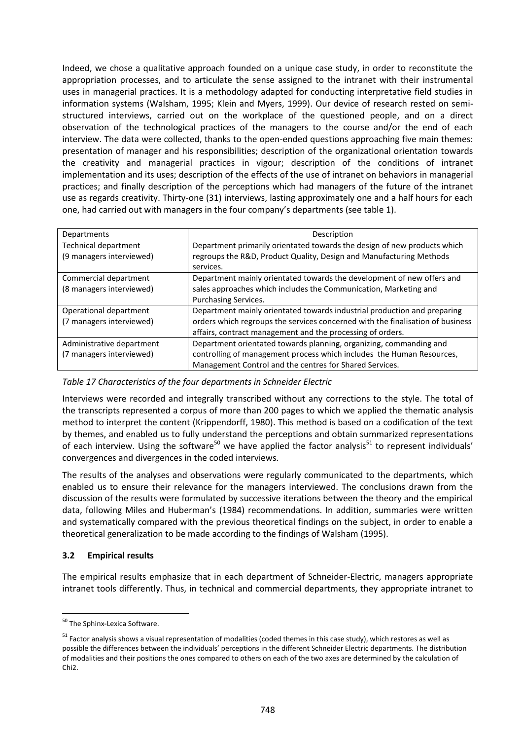Indeed, we chose a qualitative approach founded on a unique case study, in order to reconstitute the appropriation processes, and to articulate the sense assigned to the intranet with their instrumental uses in managerial practices. It is a methodology adapted for conducting interpretative field studies in information systems (Walsham, 1995; Klein and Myers, 1999). Our device of research rested on semi-structured interviews, carried out on the workplace of the questioned people, and on a direct observation of the technological practices of the managers to the course and/or the end of each interview. The data were collected, thanks to the open-ended questions approaching five main themes: presentation of manager and his responsibilities; description of the organizational orientation towards the creativity and managerial practices in vigour; description of the conditions of intranet implementation and its uses; description of the effects of the use of intranet on behaviors in managerial practices; and finally description of the perceptions which had managers of the future of the intranet use as regards creativity. Thirty-one (31) interviews, lasting approximately one and a half hours for each one, had carried out with managers in the four company's departments (see table 1).

| Departments | Description |
|---|---|
| Technical department (9 managers interviewed) | Department primarily orientated towards the design of new products which regroups the R&D, Product Quality, Design and Manufacturing Methods services. |
| Commercial department (8 managers interviewed) | Department mainly orientated towards the development of new offers and sales approaches which includes the Communication, Marketing and Purchasing Services. |
| Operational department (7 managers interviewed) | Department mainly orientated towards industrial production and preparing orders which regroups the services concerned with the finalisation of business affairs, contract management and the processing of orders. |
| Administrative department (7 managers interviewed) | Department orientated towards planning, organizing, commanding and controlling of management process which includes the Human Resources, Management Control and the centres for Shared Services. |

*Table 17 Characteristics of the four departments in Schneider Electric*

Interviews were recorded and integrally transcribed without any corrections to the style. The total of the transcripts represented a corpus of more than 200 pages to which we applied the thematic analysis method to interpret the content (Krippendorff, 1980). This method is based on a codification of the text by themes, and enabled us to fully understand the perceptions and obtain summarized representations of each interview. Using the software[50] we have applied the factor analysis[51] to represent individuals' convergences and divergences in the coded interviews.

The results of the analyses and observations were regularly communicated to the departments, which enabled us to ensure their relevance for the managers interviewed. The conclusions drawn from the discussion of the results were formulated by successive iterations between the theory and the empirical data, following Miles and Huberman's (1984) recommendations. In addition, summaries were written and systematically compared with the previous theoretical findings on the subject, in order to enable a theoretical generalization to be made according to the findings of Walsham (1995).

### 3.2 Empirical results

The empirical results emphasize that in each department of Schneider-Electric, managers appropriate intranet tools differently. Thus, in technical and commercial departments, they appropriate intranet to

[50] The Sphinx-Lexica Software.

[51] Factor analysis shows a visual representation of modalities (coded themes in this case study), which restores as well as possible the differences between the individuals' perceptions in the different Schneider Electric departments. The distribution of modalities and their positions the ones compared to others on each of the two axes are determined by the calculation of Chi2.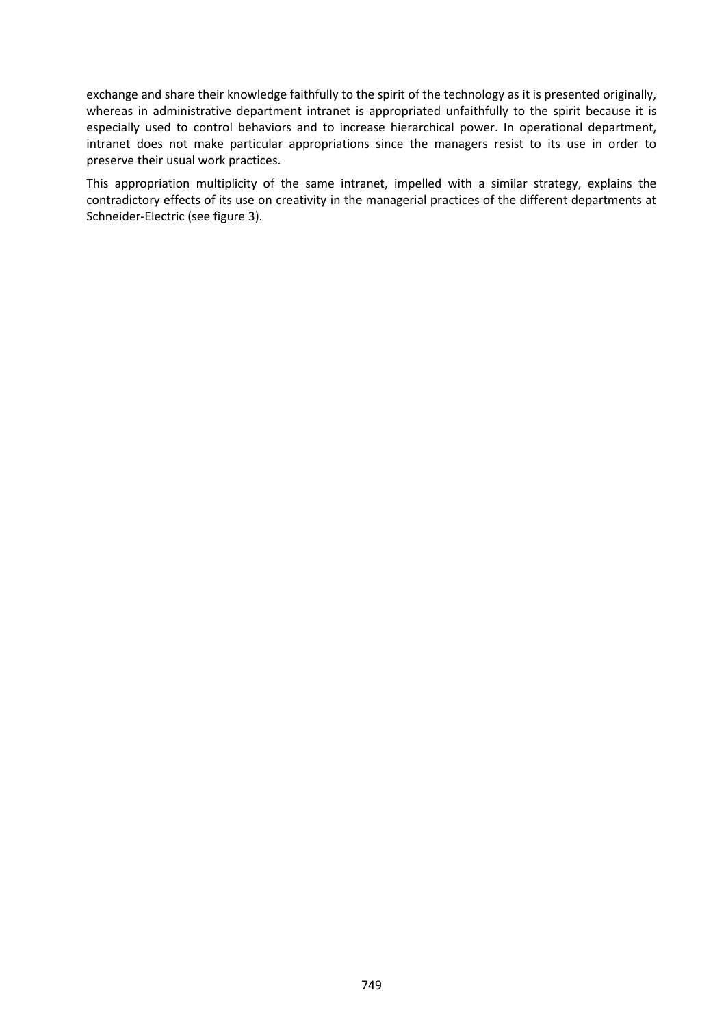exchange and share their knowledge faithfully to the spirit of the technology as it is presented originally, whereas in administrative department intranet is appropriated unfaithfully to the spirit because it is especially used to control behaviors and to increase hierarchical power. In operational department, intranet does not make particular appropriations since the managers resist to its use in order to preserve their usual work practices.

This appropriation multiplicity of the same intranet, impelled with a similar strategy, explains the contradictory effects of its use on creativity in the managerial practices of the different departments at Schneider-Electric (see figure 3).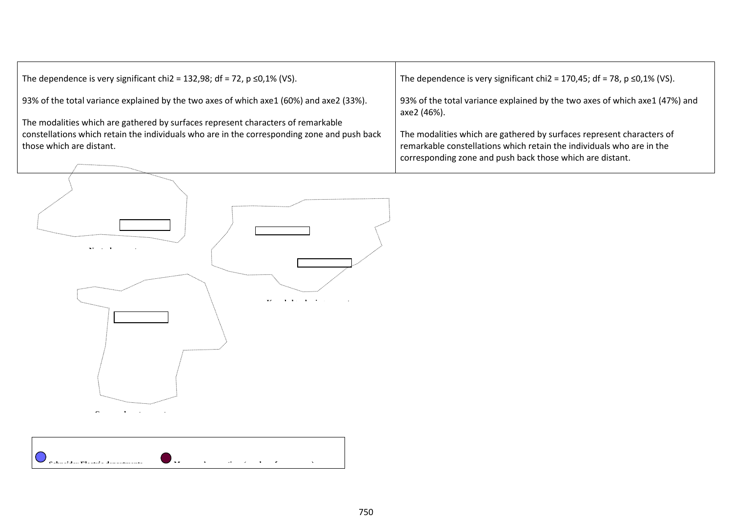| The dependence is very significant chi2 = 132,98; df = 72, p ≤0,1% (VS). | The dependence is very significant chi2 = 170,45; df = 78, p ≤0,1% (VS). |
| --- | --- |
| 93% of the total variance explained by the two axes of which axe1 (60%) and axe2 (33%). | 93% of the total variance explained by the two axes of which axe1 (47%) and axe2 (46%). |
| The modalities which are gathered by surfaces represent characters of remarkable constellations which retain the individuals who are in the corresponding zone and push back those which are distant. | The modalities which are gathered by surfaces represent characters of remarkable constellations which retain the individuals who are in the corresponding zone and push back those which are distant. |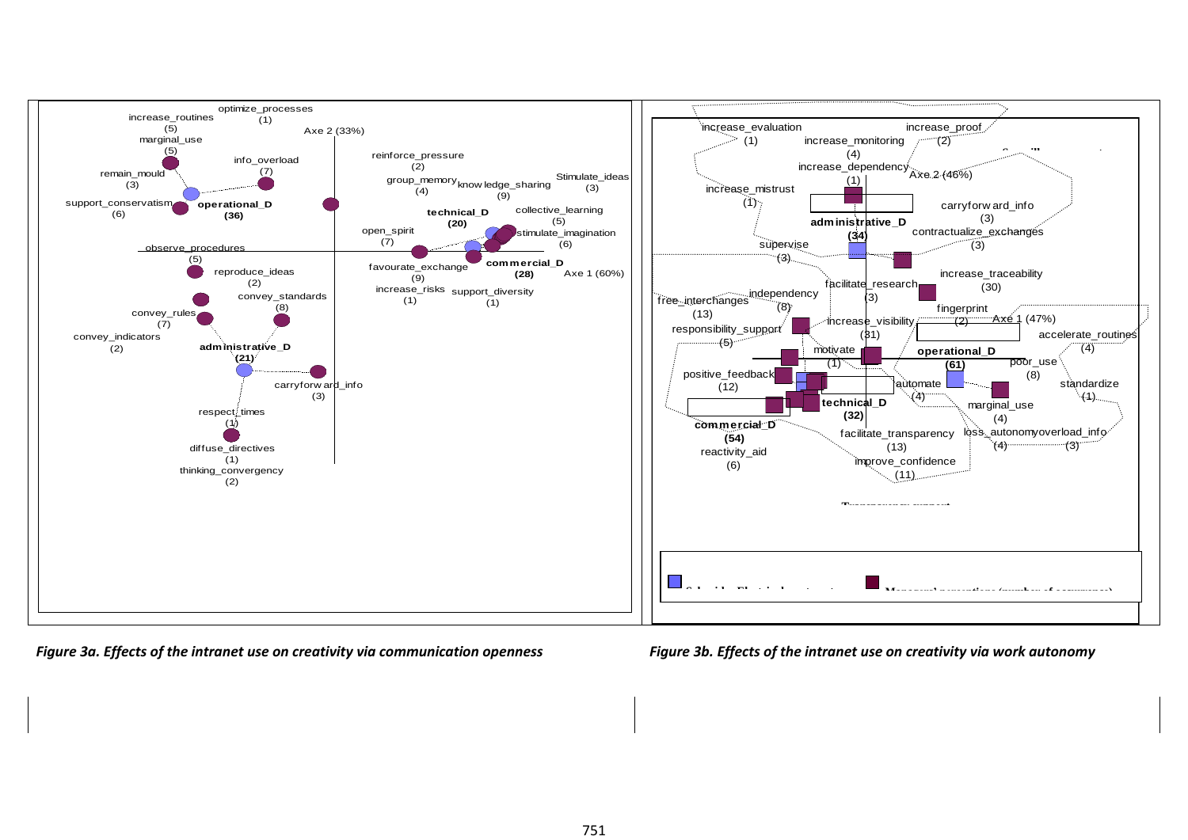*Figure 3a. Effects of the intranet use on creativity via communication openness*

*Figure 3b. Effects of the intranet use on creativity via work autonomy*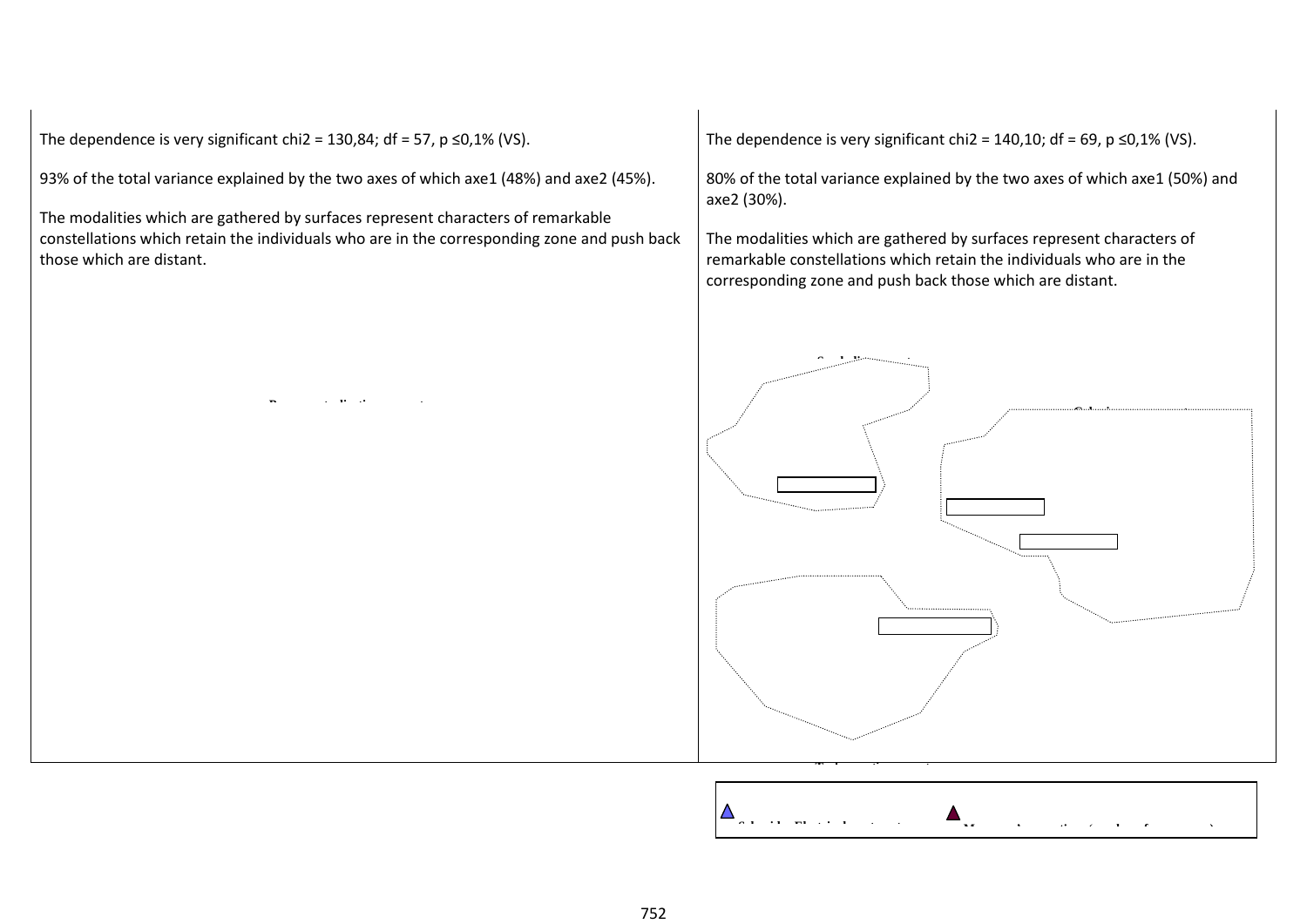The dependence is very significant chi2 = 130,84; df = 57, p ≤0,1% (VS).

93% of the total variance explained by the two axes of which axe1 (48%) and axe2 (45%).

The modalities which are gathered by surfaces represent characters of remarkable constellations which retain the individuals who are in the corresponding zone and push back those which are distant.

The dependence is very significant chi2 = 140,10; df = 69, p ≤0,1% (VS).

80% of the total variance explained by the two axes of which axe1 (50%) and axe2 (30%).

The modalities which are gathered by surfaces represent characters of remarkable constellations which retain the individuals who are in the corresponding zone and push back those which are distant.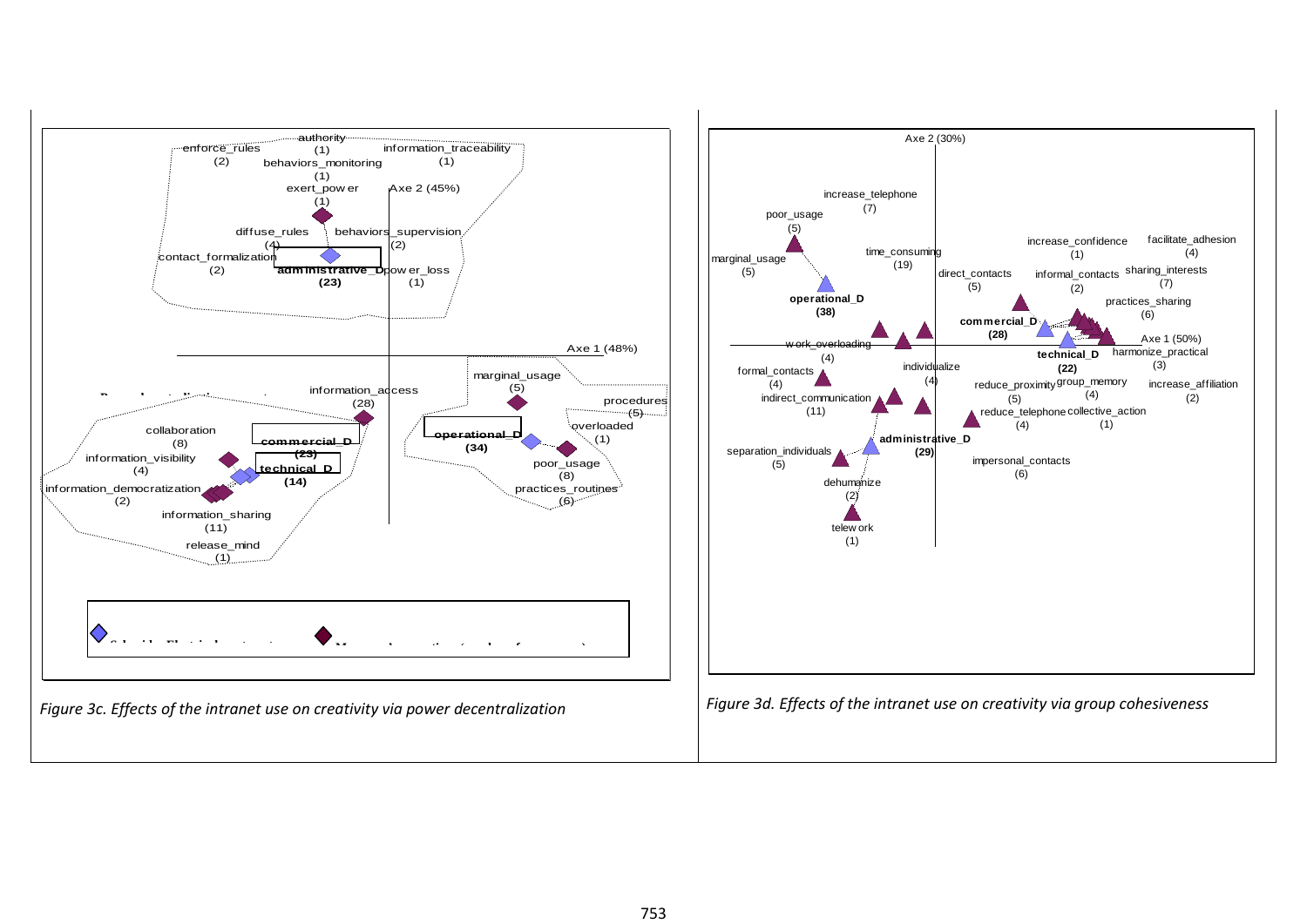Figure 3c. Effects of the intranet use on creativity via power decentralization

Figure 3d. Effects of the intranet use on creativity via group cohesiveness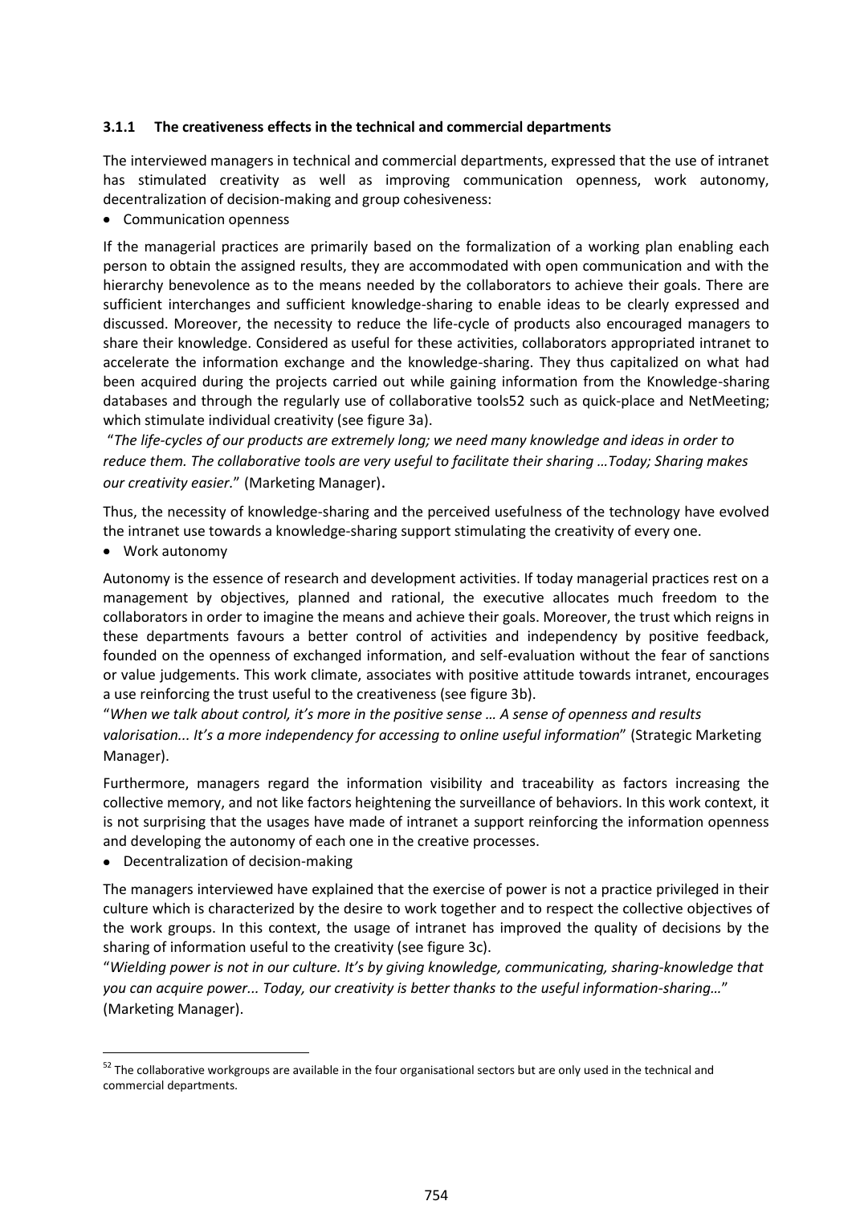### 3.1.1 The creativeness effects in the technical and commercial departments

The interviewed managers in technical and commercial departments, expressed that the use of intranet has stimulated creativity as well as improving communication openness, work autonomy, decentralization of decision-making and group cohesiveness:

- Communication openness

If the managerial practices are primarily based on the formalization of a working plan enabling each person to obtain the assigned results, they are accommodated with open communication and with the hierarchy benevolence as to the means needed by the collaborators to achieve their goals. There are sufficient interchanges and sufficient knowledge-sharing to enable ideas to be clearly expressed and discussed. Moreover, the necessity to reduce the life-cycle of products also encouraged managers to share their knowledge. Considered as useful for these activities, collaborators appropriated intranet to accelerate the information exchange and the knowledge-sharing. They thus capitalized on what had been acquired during the projects carried out while gaining information from the Knowledge-sharing databases and through the regularly use of collaborative tools[52] such as quick-place and NetMeeting; which stimulate individual creativity (see figure 3a).

"*The life-cycles of our products are extremely long; we need many knowledge and ideas in order to reduce them. The collaborative tools are very useful to facilitate their sharing …Today; Sharing makes our creativity easier.*" (Marketing Manager).

Thus, the necessity of knowledge-sharing and the perceived usefulness of the technology have evolved the intranet use towards a knowledge-sharing support stimulating the creativity of every one.

- Work autonomy

Autonomy is the essence of research and development activities. If today managerial practices rest on a management by objectives, planned and rational, the executive allocates much freedom to the collaborators in order to imagine the means and achieve their goals. Moreover, the trust which reigns in these departments favours a better control of activities and independency by positive feedback, founded on the openness of exchanged information, and self-evaluation without the fear of sanctions or value judgements. This work climate, associates with positive attitude towards intranet, encourages a use reinforcing the trust useful to the creativeness (see figure 3b).

"*When we talk about control, it's more in the positive sense … A sense of openness and results valorisation... It's a more independency for accessing to online useful information*" (Strategic Marketing Manager).

Furthermore, managers regard the information visibility and traceability as factors increasing the collective memory, and not like factors heightening the surveillance of behaviors. In this work context, it is not surprising that the usages have made of intranet a support reinforcing the information openness and developing the autonomy of each one in the creative processes.

- Decentralization of decision-making

The managers interviewed have explained that the exercise of power is not a practice privileged in their culture which is characterized by the desire to work together and to respect the collective objectives of the work groups. In this context, the usage of intranet has improved the quality of decisions by the sharing of information useful to the creativity (see figure 3c).

"*Wielding power is not in our culture. It's by giving knowledge, communicating, sharing-knowledge that you can acquire power... Today, our creativity is better thanks to the useful information-sharing…*" (Marketing Manager).

---

[52] The collaborative workgroups are available in the four organisational sectors but are only used in the technical and commercial departments.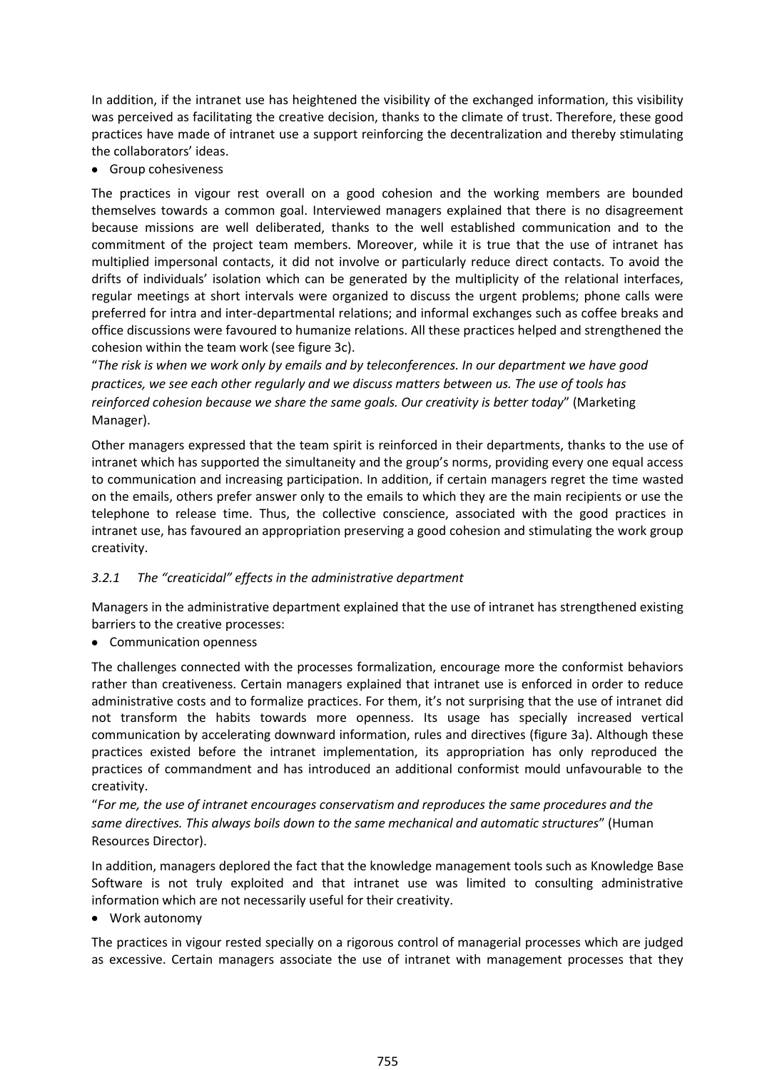In addition, if the intranet use has heightened the visibility of the exchanged information, this visibility was perceived as facilitating the creative decision, thanks to the climate of trust. Therefore, these good practices have made of intranet use a support reinforcing the decentralization and thereby stimulating the collaborators' ideas.

- Group cohesiveness

The practices in vigour rest overall on a good cohesion and the working members are bounded themselves towards a common goal. Interviewed managers explained that there is no disagreement because missions are well deliberated, thanks to the well established communication and to the commitment of the project team members. Moreover, while it is true that the use of intranet has multiplied impersonal contacts, it did not involve or particularly reduce direct contacts. To avoid the drifts of individuals' isolation which can be generated by the multiplicity of the relational interfaces, regular meetings at short intervals were organized to discuss the urgent problems; phone calls were preferred for intra and inter-departmental relations; and informal exchanges such as coffee breaks and office discussions were favoured to humanize relations. All these practices helped and strengthened the cohesion within the team work (see figure 3c).

"*The risk is when we work only by emails and by teleconferences. In our department we have good practices, we see each other regularly and we discuss matters between us. The use of tools has reinforced cohesion because we share the same goals. Our creativity is better today*" (Marketing Manager).

Other managers expressed that the team spirit is reinforced in their departments, thanks to the use of intranet which has supported the simultaneity and the group's norms, providing every one equal access to communication and increasing participation. In addition, if certain managers regret the time wasted on the emails, others prefer answer only to the emails to which they are the main recipients or use the telephone to release time. Thus, the collective conscience, associated with the good practices in intranet use, has favoured an appropriation preserving a good cohesion and stimulating the work group creativity.

### *3.2.1 The "creaticidal" effects in the administrative department*

Managers in the administrative department explained that the use of intranet has strengthened existing barriers to the creative processes:

- Communication openness

The challenges connected with the processes formalization, encourage more the conformist behaviors rather than creativeness. Certain managers explained that intranet use is enforced in order to reduce administrative costs and to formalize practices. For them, it's not surprising that the use of intranet did not transform the habits towards more openness. Its usage has specially increased vertical communication by accelerating downward information, rules and directives (figure 3a). Although these practices existed before the intranet implementation, its appropriation has only reproduced the practices of commandment and has introduced an additional conformist mould unfavourable to the creativity.

"*For me, the use of intranet encourages conservatism and reproduces the same procedures and the same directives. This always boils down to the same mechanical and automatic structures*" (Human Resources Director).

In addition, managers deplored the fact that the knowledge management tools such as Knowledge Base Software is not truly exploited and that intranet use was limited to consulting administrative information which are not necessarily useful for their creativity.

- Work autonomy

The practices in vigour rested specially on a rigorous control of managerial processes which are judged as excessive. Certain managers associate the use of intranet with management processes that they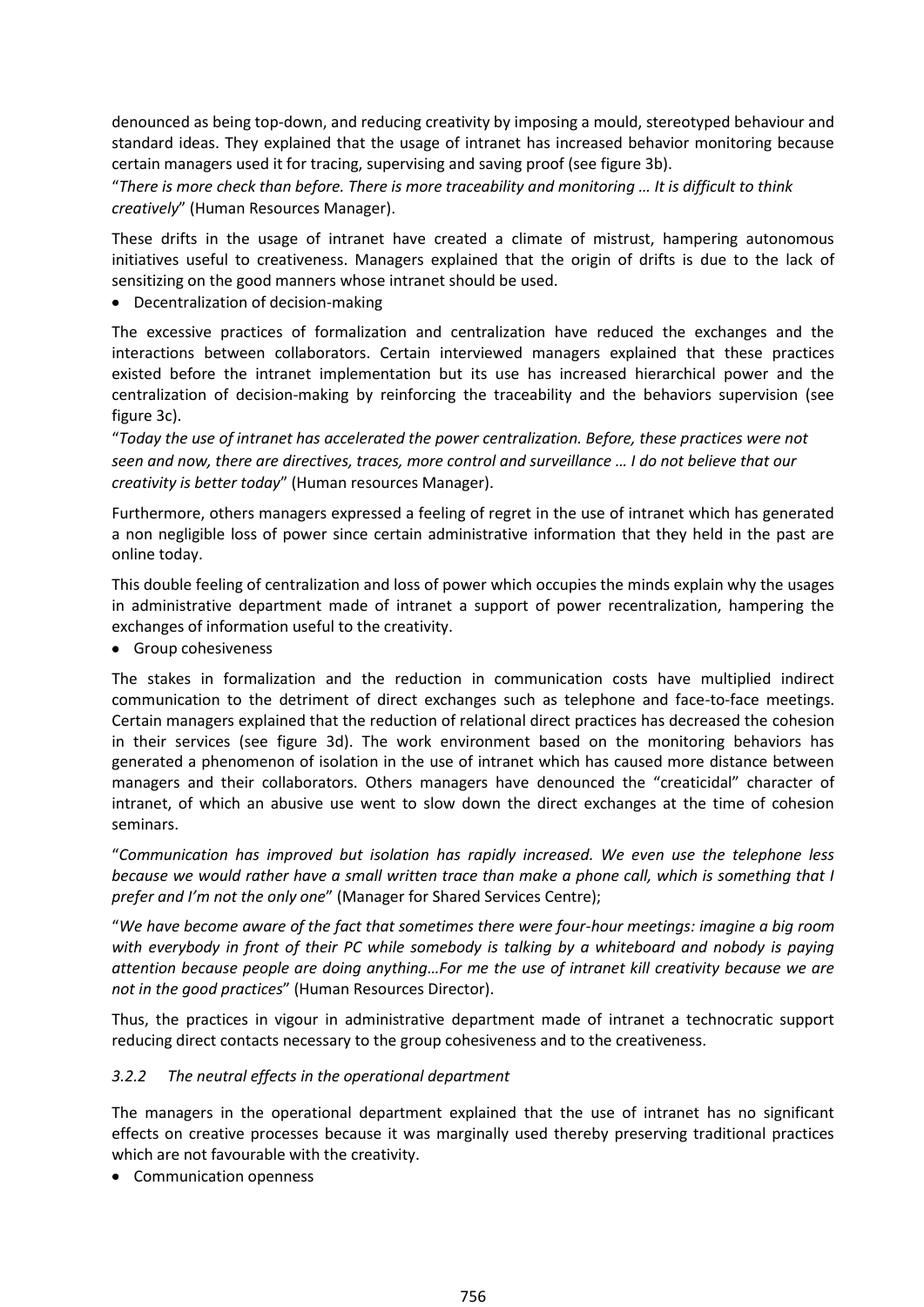denounced as being top-down, and reducing creativity by imposing a mould, stereotyped behaviour and standard ideas. They explained that the usage of intranet has increased behavior monitoring because certain managers used it for tracing, supervising and saving proof (see figure 3b).

"*There is more check than before. There is more traceability and monitoring … It is difficult to think creatively*" (Human Resources Manager).

These drifts in the usage of intranet have created a climate of mistrust, hampering autonomous initiatives useful to creativeness. Managers explained that the origin of drifts is due to the lack of sensitizing on the good manners whose intranet should be used.

- Decentralization of decision-making

The excessive practices of formalization and centralization have reduced the exchanges and the interactions between collaborators. Certain interviewed managers explained that these practices existed before the intranet implementation but its use has increased hierarchical power and the centralization of decision-making by reinforcing the traceability and the behaviors supervision (see figure 3c).

"*Today the use of intranet has accelerated the power centralization. Before, these practices were not seen and now, there are directives, traces, more control and surveillance … I do not believe that our creativity is better today*" (Human resources Manager).

Furthermore, others managers expressed a feeling of regret in the use of intranet which has generated a non negligible loss of power since certain administrative information that they held in the past are online today.

This double feeling of centralization and loss of power which occupies the minds explain why the usages in administrative department made of intranet a support of power recentralization, hampering the exchanges of information useful to the creativity.

- Group cohesiveness

The stakes in formalization and the reduction in communication costs have multiplied indirect communication to the detriment of direct exchanges such as telephone and face-to-face meetings. Certain managers explained that the reduction of relational direct practices has decreased the cohesion in their services (see figure 3d). The work environment based on the monitoring behaviors has generated a phenomenon of isolation in the use of intranet which has caused more distance between managers and their collaborators. Others managers have denounced the "creaticidal" character of intranet, of which an abusive use went to slow down the direct exchanges at the time of cohesion seminars.

"*Communication has improved but isolation has rapidly increased. We even use the telephone less because we would rather have a small written trace than make a phone call, which is something that I prefer and I'm not the only one*" (Manager for Shared Services Centre);

"*We have become aware of the fact that sometimes there were four-hour meetings: imagine a big room with everybody in front of their PC while somebody is talking by a whiteboard and nobody is paying attention because people are doing anything…For me the use of intranet kill creativity because we are not in the good practices*" (Human Resources Director).

Thus, the practices in vigour in administrative department made of intranet a technocratic support reducing direct contacts necessary to the group cohesiveness and to the creativeness.

### *3.2.2 The neutral effects in the operational department*

The managers in the operational department explained that the use of intranet has no significant effects on creative processes because it was marginally used thereby preserving traditional practices which are not favourable with the creativity.

- Communication openness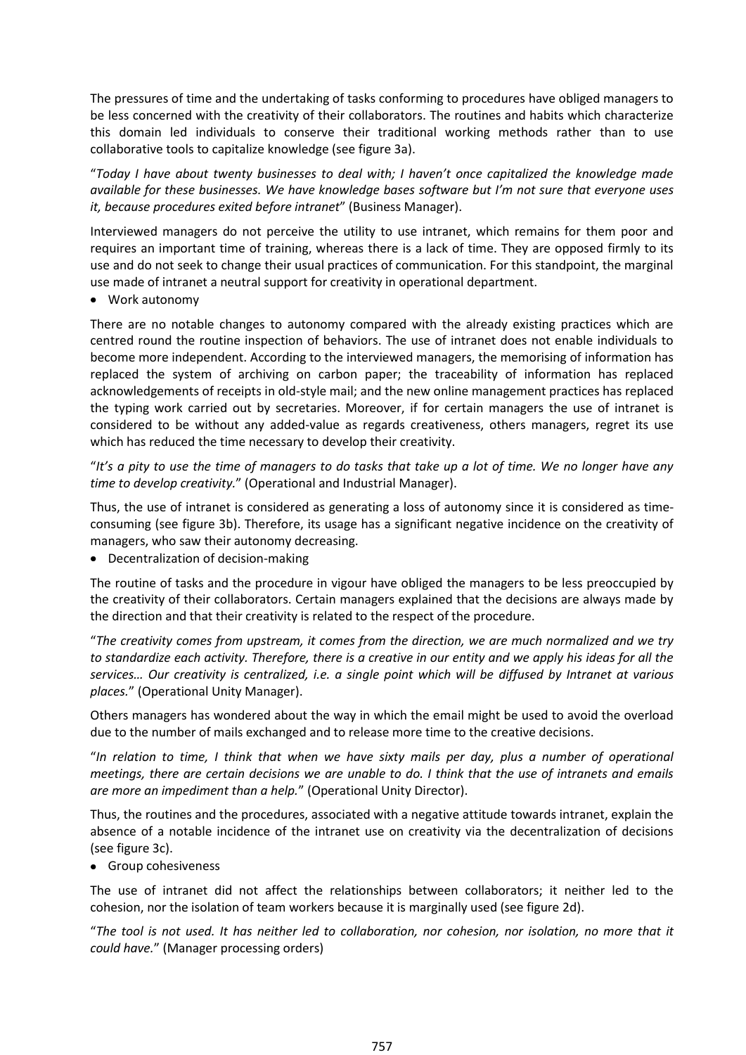The pressures of time and the undertaking of tasks conforming to procedures have obliged managers to be less concerned with the creativity of their collaborators. The routines and habits which characterize this domain led individuals to conserve their traditional working methods rather than to use collaborative tools to capitalize knowledge (see figure 3a).

"*Today I have about twenty businesses to deal with; I haven't once capitalized the knowledge made available for these businesses. We have knowledge bases software but I'm not sure that everyone uses it, because procedures exited before intranet*" (Business Manager).

Interviewed managers do not perceive the utility to use intranet, which remains for them poor and requires an important time of training, whereas there is a lack of time. They are opposed firmly to its use and do not seek to change their usual practices of communication. For this standpoint, the marginal use made of intranet a neutral support for creativity in operational department.

- Work autonomy

There are no notable changes to autonomy compared with the already existing practices which are centred round the routine inspection of behaviors. The use of intranet does not enable individuals to become more independent. According to the interviewed managers, the memorising of information has replaced the system of archiving on carbon paper; the traceability of information has replaced acknowledgements of receipts in old-style mail; and the new online management practices has replaced the typing work carried out by secretaries. Moreover, if for certain managers the use of intranet is considered to be without any added-value as regards creativeness, others managers, regret its use which has reduced the time necessary to develop their creativity.

"*It's a pity to use the time of managers to do tasks that take up a lot of time. We no longer have any time to develop creativity.*" (Operational and Industrial Manager).

Thus, the use of intranet is considered as generating a loss of autonomy since it is considered as time-consuming (see figure 3b). Therefore, its usage has a significant negative incidence on the creativity of managers, who saw their autonomy decreasing.

- Decentralization of decision-making

The routine of tasks and the procedure in vigour have obliged the managers to be less preoccupied by the creativity of their collaborators. Certain managers explained that the decisions are always made by the direction and that their creativity is related to the respect of the procedure.

"*The creativity comes from upstream, it comes from the direction, we are much normalized and we try to standardize each activity. Therefore, there is a creative in our entity and we apply his ideas for all the services… Our creativity is centralized, i.e. a single point which will be diffused by Intranet at various places.*" (Operational Unity Manager).

Others managers has wondered about the way in which the email might be used to avoid the overload due to the number of mails exchanged and to release more time to the creative decisions.

"*In relation to time, I think that when we have sixty mails per day, plus a number of operational meetings, there are certain decisions we are unable to do. I think that the use of intranets and emails are more an impediment than a help.*" (Operational Unity Director).

Thus, the routines and the procedures, associated with a negative attitude towards intranet, explain the absence of a notable incidence of the intranet use on creativity via the decentralization of decisions (see figure 3c).

- Group cohesiveness

The use of intranet did not affect the relationships between collaborators; it neither led to the cohesion, nor the isolation of team workers because it is marginally used (see figure 2d).

"*The tool is not used. It has neither led to collaboration, nor cohesion, nor isolation, no more that it could have.*" (Manager processing orders)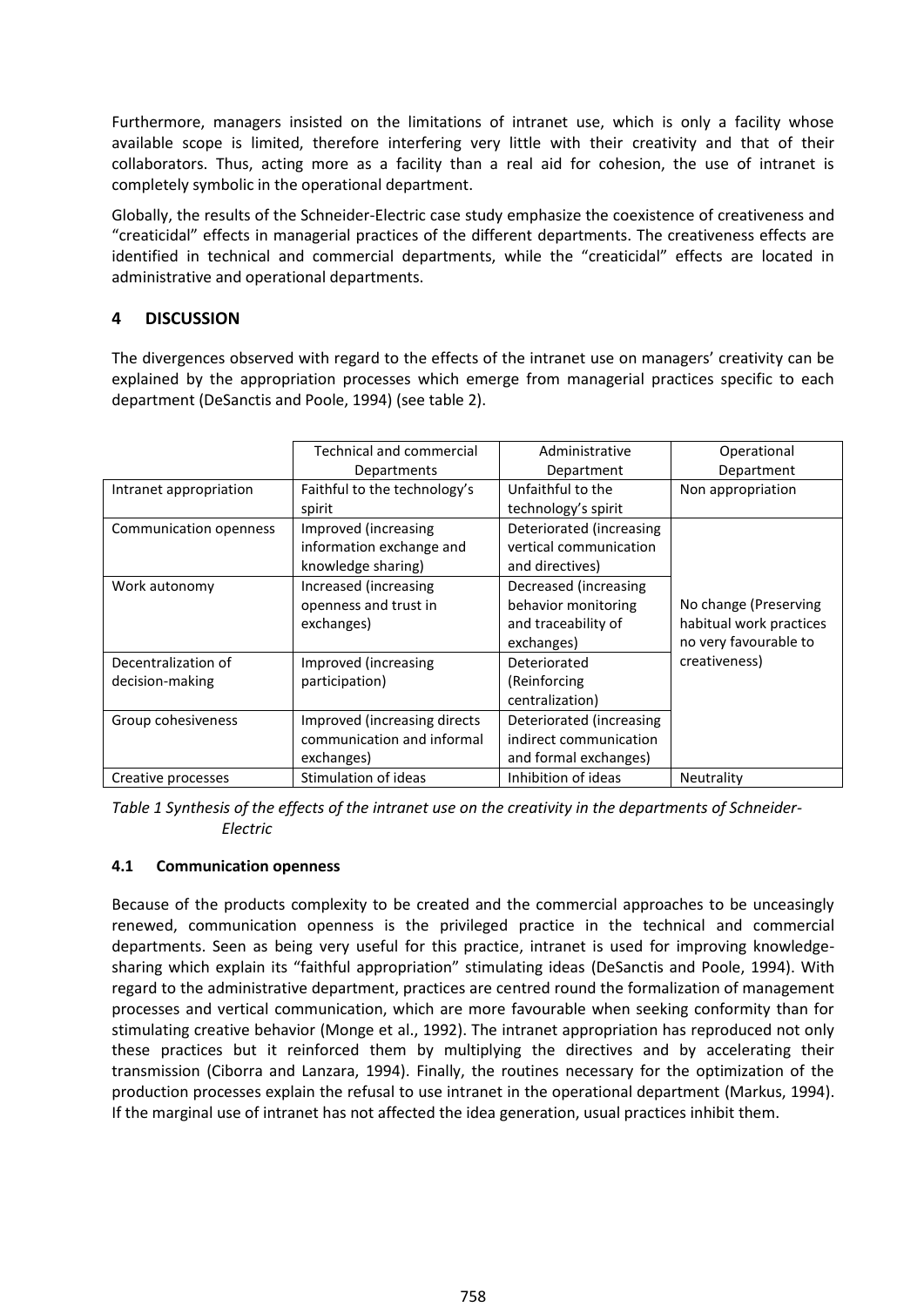Furthermore, managers insisted on the limitations of intranet use, which is only a facility whose available scope is limited, therefore interfering very little with their creativity and that of their collaborators. Thus, acting more as a facility than a real aid for cohesion, the use of intranet is completely symbolic in the operational department.

Globally, the results of the Schneider-Electric case study emphasize the coexistence of creativeness and "creaticidal" effects in managerial practices of the different departments. The creativeness effects are identified in technical and commercial departments, while the "creaticidal" effects are located in administrative and operational departments.

## 4 DISCUSSION

The divergences observed with regard to the effects of the intranet use on managers' creativity can be explained by the appropriation processes which emerge from managerial practices specific to each department (DeSanctis and Poole, 1994) (see table 2).

| | Technical and commercial Departments | Administrative Department | Operational Department |
|---|---|---|---|
| Intranet appropriation | Faithful to the technology's spirit | Unfaithful to the technology's spirit | Non appropriation |
| Communication openness | Improved (increasing information exchange and knowledge sharing) | Deteriorated (increasing vertical communication and directives) | No change (Preserving habitual work practices no very favourable to creativeness) |
| Work autonomy | Increased (increasing openness and trust in exchanges) | Decreased (increasing behavior monitoring and traceability of exchanges) | |
| Decentralization of decision-making | Improved (increasing participation) | Deteriorated (Reinforcing centralization) | |
| Group cohesiveness | Improved (increasing directs communication and informal exchanges) | Deteriorated (increasing indirect communication and formal exchanges) | |
| Creative processes | Stimulation of ideas | Inhibition of ideas | Neutrality |

*Table 1 Synthesis of the effects of the intranet use on the creativity in the departments of Schneider-Electric*

### 4.1 Communication openness

Because of the products complexity to be created and the commercial approaches to be unceasingly renewed, communication openness is the privileged practice in the technical and commercial departments. Seen as being very useful for this practice, intranet is used for improving knowledge-sharing which explain its "faithful appropriation" stimulating ideas (DeSanctis and Poole, 1994). With regard to the administrative department, practices are centred round the formalization of management processes and vertical communication, which are more favourable when seeking conformity than for stimulating creative behavior (Monge et al., 1992). The intranet appropriation has reproduced not only these practices but it reinforced them by multiplying the directives and by accelerating their transmission (Ciborra and Lanzara, 1994). Finally, the routines necessary for the optimization of the production processes explain the refusal to use intranet in the operational department (Markus, 1994). If the marginal use of intranet has not affected the idea generation, usual practices inhibit them.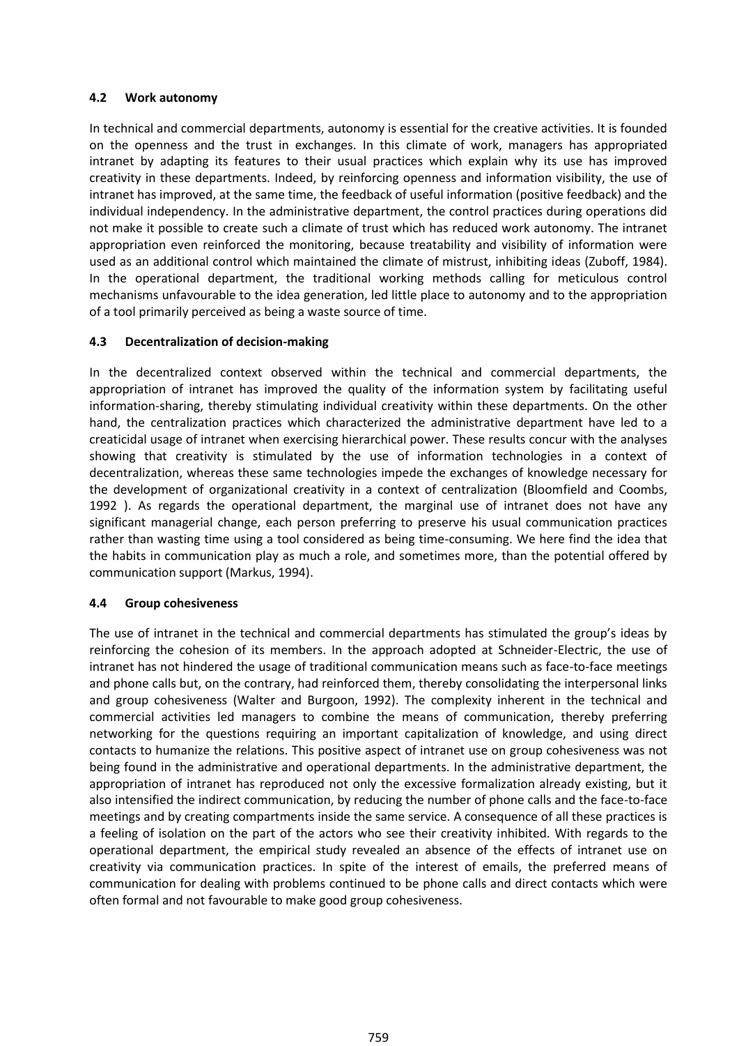### 4.2 Work autonomy

In technical and commercial departments, autonomy is essential for the creative activities. It is founded on the openness and the trust in exchanges. In this climate of work, managers has appropriated intranet by adapting its features to their usual practices which explain why its use has improved creativity in these departments. Indeed, by reinforcing openness and information visibility, the use of intranet has improved, at the same time, the feedback of useful information (positive feedback) and the individual independency. In the administrative department, the control practices during operations did not make it possible to create such a climate of trust which has reduced work autonomy. The intranet appropriation even reinforced the monitoring, because treatability and visibility of information were used as an additional control which maintained the climate of mistrust, inhibiting ideas (Zuboff, 1984). In the operational department, the traditional working methods calling for meticulous control mechanisms unfavourable to the idea generation, led little place to autonomy and to the appropriation of a tool primarily perceived as being a waste source of time.

### 4.3 Decentralization of decision-making

In the decentralized context observed within the technical and commercial departments, the appropriation of intranet has improved the quality of the information system by facilitating useful information-sharing, thereby stimulating individual creativity within these departments. On the other hand, the centralization practices which characterized the administrative department have led to a creaticidal usage of intranet when exercising hierarchical power. These results concur with the analyses showing that creativity is stimulated by the use of information technologies in a context of decentralization, whereas these same technologies impede the exchanges of knowledge necessary for the development of organizational creativity in a context of centralization (Bloomfield and Coombs, 1992 ). As regards the operational department, the marginal use of intranet does not have any significant managerial change, each person preferring to preserve his usual communication practices rather than wasting time using a tool considered as being time-consuming. We here find the idea that the habits in communication play as much a role, and sometimes more, than the potential offered by communication support (Markus, 1994).

### 4.4 Group cohesiveness

The use of intranet in the technical and commercial departments has stimulated the group's ideas by reinforcing the cohesion of its members. In the approach adopted at Schneider-Electric, the use of intranet has not hindered the usage of traditional communication means such as face-to-face meetings and phone calls but, on the contrary, had reinforced them, thereby consolidating the interpersonal links and group cohesiveness (Walter and Burgoon, 1992). The complexity inherent in the technical and commercial activities led managers to combine the means of communication, thereby preferring networking for the questions requiring an important capitalization of knowledge, and using direct contacts to humanize the relations. This positive aspect of intranet use on group cohesiveness was not being found in the administrative and operational departments. In the administrative department, the appropriation of intranet has reproduced not only the excessive formalization already existing, but it also intensified the indirect communication, by reducing the number of phone calls and the face-to-face meetings and by creating compartments inside the same service. A consequence of all these practices is a feeling of isolation on the part of the actors who see their creativity inhibited. With regards to the operational department, the empirical study revealed an absence of the effects of intranet use on creativity via communication practices. In spite of the interest of emails, the preferred means of communication for dealing with problems continued to be phone calls and direct contacts which were often formal and not favourable to make good group cohesiveness.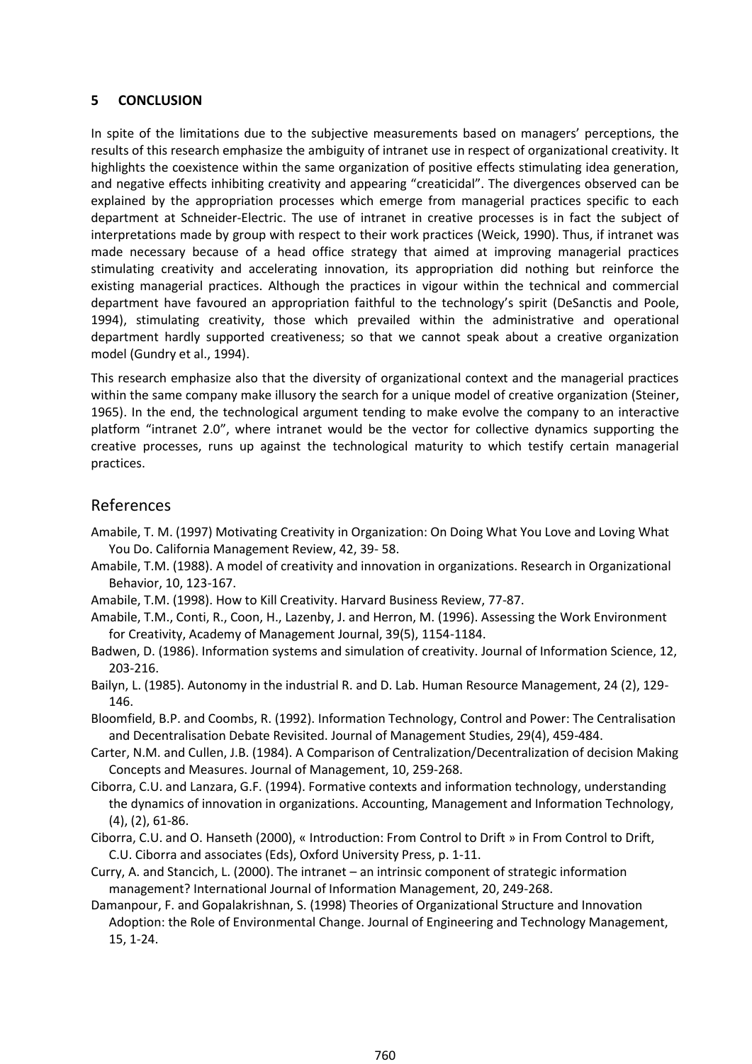## 5 CONCLUSION

In spite of the limitations due to the subjective measurements based on managers' perceptions, the results of this research emphasize the ambiguity of intranet use in respect of organizational creativity. It highlights the coexistence within the same organization of positive effects stimulating idea generation, and negative effects inhibiting creativity and appearing "creaticidal". The divergences observed can be explained by the appropriation processes which emerge from managerial practices specific to each department at Schneider-Electric. The use of intranet in creative processes is in fact the subject of interpretations made by group with respect to their work practices (Weick, 1990). Thus, if intranet was made necessary because of a head office strategy that aimed at improving managerial practices stimulating creativity and accelerating innovation, its appropriation did nothing but reinforce the existing managerial practices. Although the practices in vigour within the technical and commercial department have favoured an appropriation faithful to the technology's spirit (DeSanctis and Poole, 1994), stimulating creativity, those which prevailed within the administrative and operational department hardly supported creativeness; so that we cannot speak about a creative organization model (Gundry et al., 1994).

This research emphasize also that the diversity of organizational context and the managerial practices within the same company make illusory the search for a unique model of creative organization (Steiner, 1965). In the end, the technological argument tending to make evolve the company to an interactive platform "intranet 2.0", where intranet would be the vector for collective dynamics supporting the creative processes, runs up against the technological maturity to which testify certain managerial practices.

## References

Amabile, T. M. (1997) Motivating Creativity in Organization: On Doing What You Love and Loving What You Do. California Management Review, 42, 39- 58.

Amabile, T.M. (1988). A model of creativity and innovation in organizations. Research in Organizational Behavior, 10, 123-167.

Amabile, T.M. (1998). How to Kill Creativity. Harvard Business Review, 77-87.

Amabile, T.M., Conti, R., Coon, H., Lazenby, J. and Herron, M. (1996). Assessing the Work Environment for Creativity, Academy of Management Journal, 39(5), 1154-1184.

Badwen, D. (1986). Information systems and simulation of creativity. Journal of Information Science, 12, 203-216.

Bailyn, L. (1985). Autonomy in the industrial R. and D. Lab. Human Resource Management, 24 (2), 129-146.

Bloomfield, B.P. and Coombs, R. (1992). Information Technology, Control and Power: The Centralisation and Decentralisation Debate Revisited. Journal of Management Studies, 29(4), 459-484.

Carter, N.M. and Cullen, J.B. (1984). A Comparison of Centralization/Decentralization of decision Making Concepts and Measures. Journal of Management, 10, 259-268.

Ciborra, C.U. and Lanzara, G.F. (1994). Formative contexts and information technology, understanding the dynamics of innovation in organizations. Accounting, Management and Information Technology, (4), (2), 61-86.

Ciborra, C.U. and O. Hanseth (2000), « Introduction: From Control to Drift » in From Control to Drift, C.U. Ciborra and associates (Eds), Oxford University Press, p. 1-11.

Curry, A. and Stancich, L. (2000). The intranet – an intrinsic component of strategic information management? International Journal of Information Management, 20, 249-268.

Damanpour, F. and Gopalakrishnan, S. (1998) Theories of Organizational Structure and Innovation Adoption: the Role of Environmental Change. Journal of Engineering and Technology Management, 15, 1-24.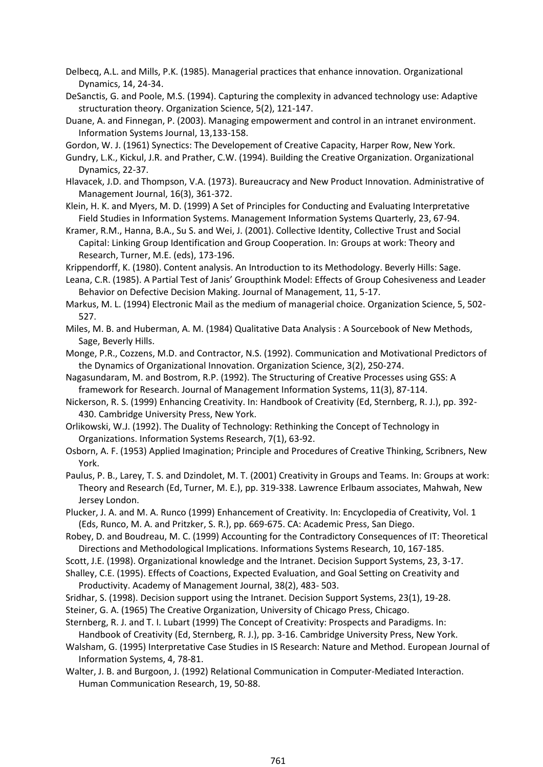Delbecq, A.L. and Mills, P.K. (1985). Managerial practices that enhance innovation. Organizational Dynamics, 14, 24-34.

DeSanctis, G. and Poole, M.S. (1994). Capturing the complexity in advanced technology use: Adaptive structuration theory. Organization Science, 5(2), 121-147.

Duane, A. and Finnegan, P. (2003). Managing empowerment and control in an intranet environment. Information Systems Journal, 13,133-158.

Gordon, W. J. (1961) Synectics: The Developement of Creative Capacity, Harper Row, New York.

Gundry, L.K., Kickul, J.R. and Prather, C.W. (1994). Building the Creative Organization. Organizational Dynamics, 22-37.

Hlavacek, J.D. and Thompson, V.A. (1973). Bureaucracy and New Product Innovation. Administrative of Management Journal, 16(3), 361-372.

Klein, H. K. and Myers, M. D. (1999) A Set of Principles for Conducting and Evaluating Interpretative Field Studies in Information Systems. Management Information Systems Quarterly, 23, 67-94.

Kramer, R.M., Hanna, B.A., Su S. and Wei, J. (2001). Collective Identity, Collective Trust and Social Capital: Linking Group Identification and Group Cooperation. In: Groups at work: Theory and Research, Turner, M.E. (eds), 173-196.

Krippendorff, K. (1980). Content analysis. An Introduction to its Methodology. Beverly Hills: Sage.

Leana, C.R. (1985). A Partial Test of Janis' Groupthink Model: Effects of Group Cohesiveness and Leader Behavior on Defective Decision Making. Journal of Management, 11, 5-17.

Markus, M. L. (1994) Electronic Mail as the medium of managerial choice. Organization Science, 5, 502-527.

Miles, M. B. and Huberman, A. M. (1984) Qualitative Data Analysis : A Sourcebook of New Methods, Sage, Beverly Hills.

Monge, P.R., Cozzens, M.D. and Contractor, N.S. (1992). Communication and Motivational Predictors of the Dynamics of Organizational Innovation. Organization Science, 3(2), 250-274.

Nagasundaram, M. and Bostrom, R.P. (1992). The Structuring of Creative Processes using GSS: A framework for Research. Journal of Management Information Systems, 11(3), 87-114.

Nickerson, R. S. (1999) Enhancing Creativity. In: Handbook of Creativity (Ed, Sternberg, R. J.), pp. 392-430. Cambridge University Press, New York.

Orlikowski, W.J. (1992). The Duality of Technology: Rethinking the Concept of Technology in Organizations. Information Systems Research, 7(1), 63-92.

Osborn, A. F. (1953) Applied Imagination; Principle and Procedures of Creative Thinking, Scribners, New York.

Paulus, P. B., Larey, T. S. and Dzindolet, M. T. (2001) Creativity in Groups and Teams. In: Groups at work: Theory and Research (Ed, Turner, M. E.), pp. 319-338. Lawrence Erlbaum associates, Mahwah, New Jersey London.

Plucker, J. A. and M. A. Runco (1999) Enhancement of Creativity. In: Encyclopedia of Creativity, Vol. 1 (Eds, Runco, M. A. and Pritzker, S. R.), pp. 669-675. CA: Academic Press, San Diego.

Robey, D. and Boudreau, M. C. (1999) Accounting for the Contradictory Consequences of IT: Theoretical Directions and Methodological Implications. Informations Systems Research, 10, 167-185.

Scott, J.E. (1998). Organizational knowledge and the Intranet. Decision Support Systems, 23, 3-17.

Shalley, C.E. (1995). Effects of Coactions, Expected Evaluation, and Goal Setting on Creativity and Productivity. Academy of Management Journal, 38(2), 483- 503.

Sridhar, S. (1998). Decision support using the Intranet. Decision Support Systems, 23(1), 19-28.

Steiner, G. A. (1965) The Creative Organization, University of Chicago Press, Chicago.

Sternberg, R. J. and T. I. Lubart (1999) The Concept of Creativity: Prospects and Paradigms. In: Handbook of Creativity (Ed, Sternberg, R. J.), pp. 3-16. Cambridge University Press, New York.

Walsham, G. (1995) Interpretative Case Studies in IS Research: Nature and Method. European Journal of Information Systems, 4, 78-81.

Walter, J. B. and Burgoon, J. (1992) Relational Communication in Computer-Mediated Interaction. Human Communication Research, 19, 50-88.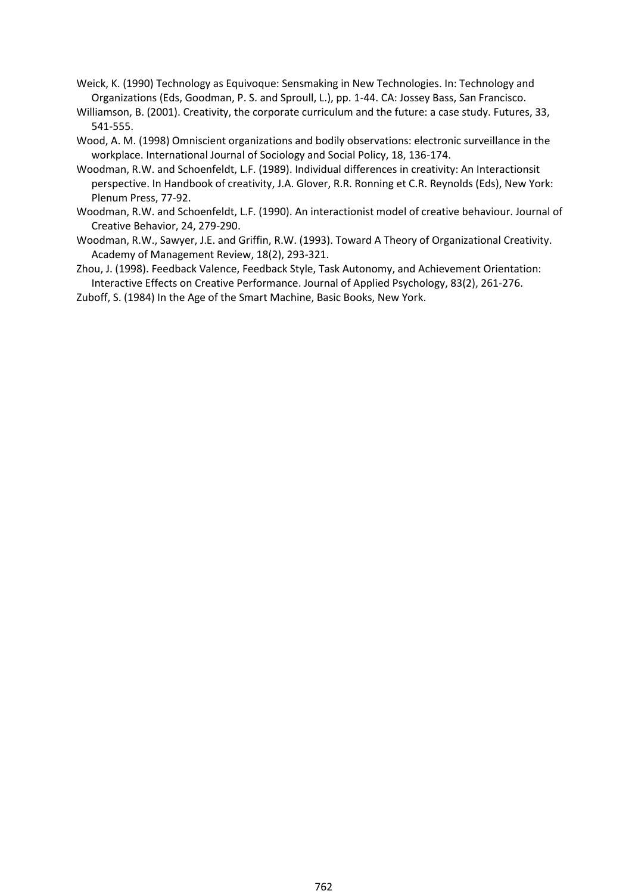Weick, K. (1990) Technology as Equivoque: Sensmaking in New Technologies. In: Technology and Organizations (Eds, Goodman, P. S. and Sproull, L.), pp. 1-44. CA: Jossey Bass, San Francisco.

Williamson, B. (2001). Creativity, the corporate curriculum and the future: a case study. Futures, 33, 541-555.

Wood, A. M. (1998) Omniscient organizations and bodily observations: electronic surveillance in the workplace. International Journal of Sociology and Social Policy, 18, 136-174.

Woodman, R.W. and Schoenfeldt, L.F. (1989). Individual differences in creativity: An Interactionsit perspective. In Handbook of creativity, J.A. Glover, R.R. Ronning et C.R. Reynolds (Eds), New York: Plenum Press, 77-92.

Woodman, R.W. and Schoenfeldt, L.F. (1990). An interactionist model of creative behaviour. Journal of Creative Behavior, 24, 279-290.

Woodman, R.W., Sawyer, J.E. and Griffin, R.W. (1993). Toward A Theory of Organizational Creativity. Academy of Management Review, 18(2), 293-321.

Zhou, J. (1998). Feedback Valence, Feedback Style, Task Autonomy, and Achievement Orientation: Interactive Effects on Creative Performance. Journal of Applied Psychology, 83(2), 261-276.

Zuboff, S. (1984) In the Age of the Smart Machine, Basic Books, New York.